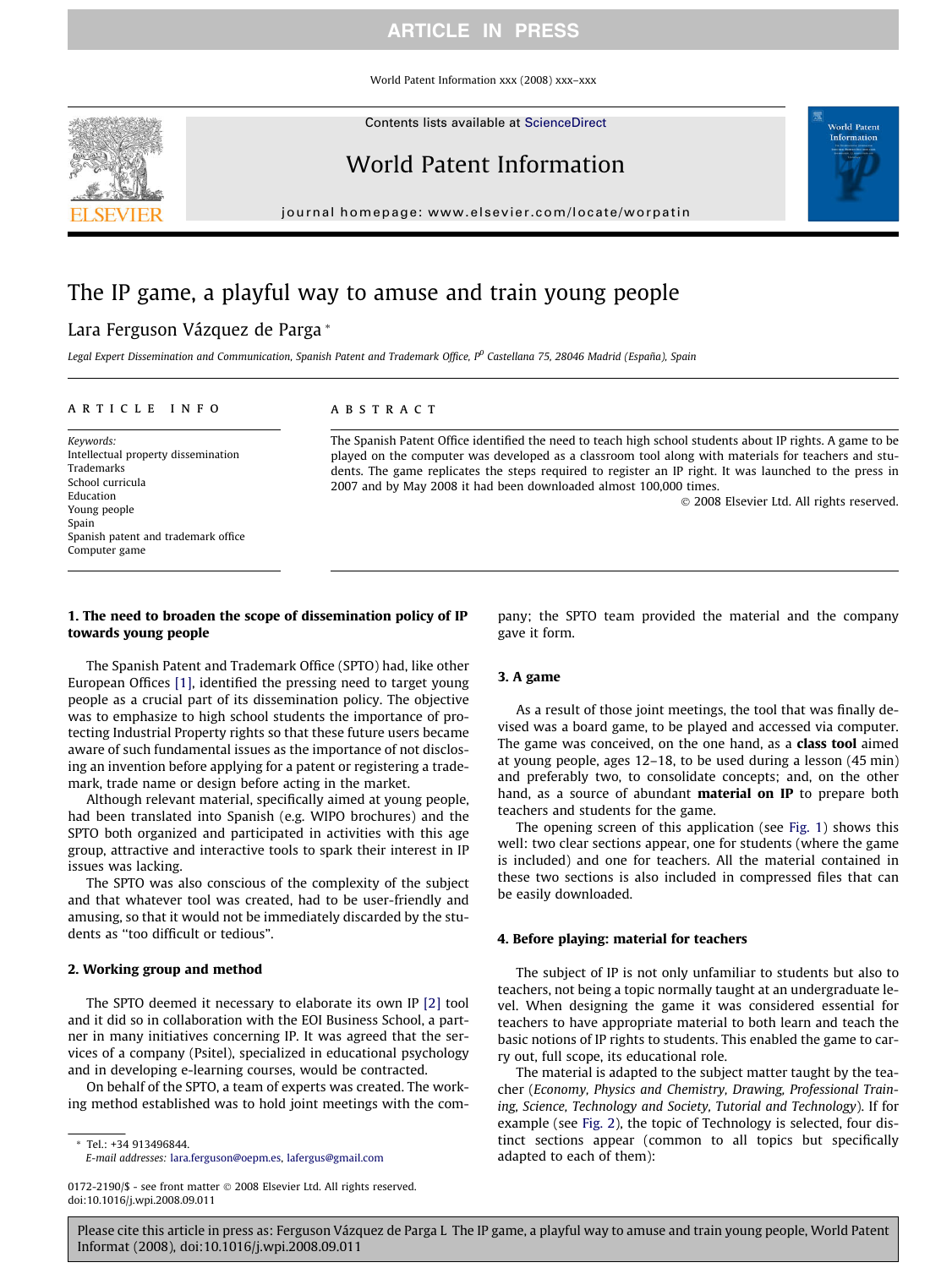# The IP game, a playful way to amuse and train young people

Lara Ferguson Vázquez de Parga *

*Legal Expert Dissemination and Communication, Spanish Patent and Trademark Office, P[0] Castellana 75, 28046 Madrid (España), Spain*

**ARTICLE INFO**

*Keywords:*
Intellectual property dissemination
Trademarks
School curricula
Education
Young people
Spain
Spanish patent and trademark office
Computer game

**ABSTRACT**

The Spanish Patent Office identified the need to teach high school students about IP rights. A game to be played on the computer was developed as a classroom tool along with materials for teachers and students. The game replicates the steps required to register an IP right. It was launched to the press in 2007 and by May 2008 it had been downloaded almost 100,000 times.

© 2008 Elsevier Ltd. All rights reserved.

## 1. The need to broaden the scope of dissemination policy of IP towards young people

The Spanish Patent and Trademark Office (SPTO) had, like other European Offices [1], identified the pressing need to target young people as a crucial part of its dissemination policy. The objective was to emphasize to high school students the importance of protecting Industrial Property rights so that these future users became aware of such fundamental issues as the importance of not disclosing an invention before applying for a patent or registering a trademark, trade name or design before acting in the market.

Although relevant material, specifically aimed at young people, had been translated into Spanish (e.g. WIPO brochures) and the SPTO both organized and participated in activities with this age group, attractive and interactive tools to spark their interest in IP issues was lacking.

The SPTO was also conscious of the complexity of the subject and that whatever tool was created, had to be user-friendly and amusing, so that it would not be immediately discarded by the students as "too difficult or tedious".

## 2. Working group and method

The SPTO deemed it necessary to elaborate its own IP [2] tool and it did so in collaboration with the EOI Business School, a partner in many initiatives concerning IP. It was agreed that the services of a company (Psitel), specialized in educational psychology and in developing e-learning courses, would be contracted.

On behalf of the SPTO, a team of experts was created. The working method established was to hold joint meetings with the company; the SPTO team provided the material and the company gave it form.

## 3. A game

As a result of those joint meetings, the tool that was finally devised was a board game, to be played and accessed via computer. The game was conceived, on the one hand, as a **class tool** aimed at young people, ages 12–18, to be used during a lesson (45 min) and preferably two, to consolidate concepts; and, on the other hand, as a source of abundant **material on IP** to prepare both teachers and students for the game.

The opening screen of this application (see Fig. 1) shows this well: two clear sections appear, one for students (where the game is included) and one for teachers. All the material contained in these two sections is also included in compressed files that can be easily downloaded.

## 4. Before playing: material for teachers

The subject of IP is not only unfamiliar to students but also to teachers, not being a topic normally taught at an undergraduate level. When designing the game it was considered essential for teachers to have appropriate material to both learn and teach the basic notions of IP rights to students. This enabled the game to carry out, full scope, its educational role.

The material is adapted to the subject matter taught by the teacher (*Economy, Physics and Chemistry, Drawing, Professional Training, Science, Technology and Society, Tutorial and Technology*). If for example (see Fig. 2), the topic of Technology is selected, four distinct sections appear (common to all topics but specifically adapted to each of them):

* Tel.: +34 913496844.
*E-mail addresses:* lara.ferguson@oepm.es, lafergus@gmail.com

0172-2190/$ - see front matter © 2008 Elsevier Ltd. All rights reserved.
doi:10.1016/j.wpi.2008.09.011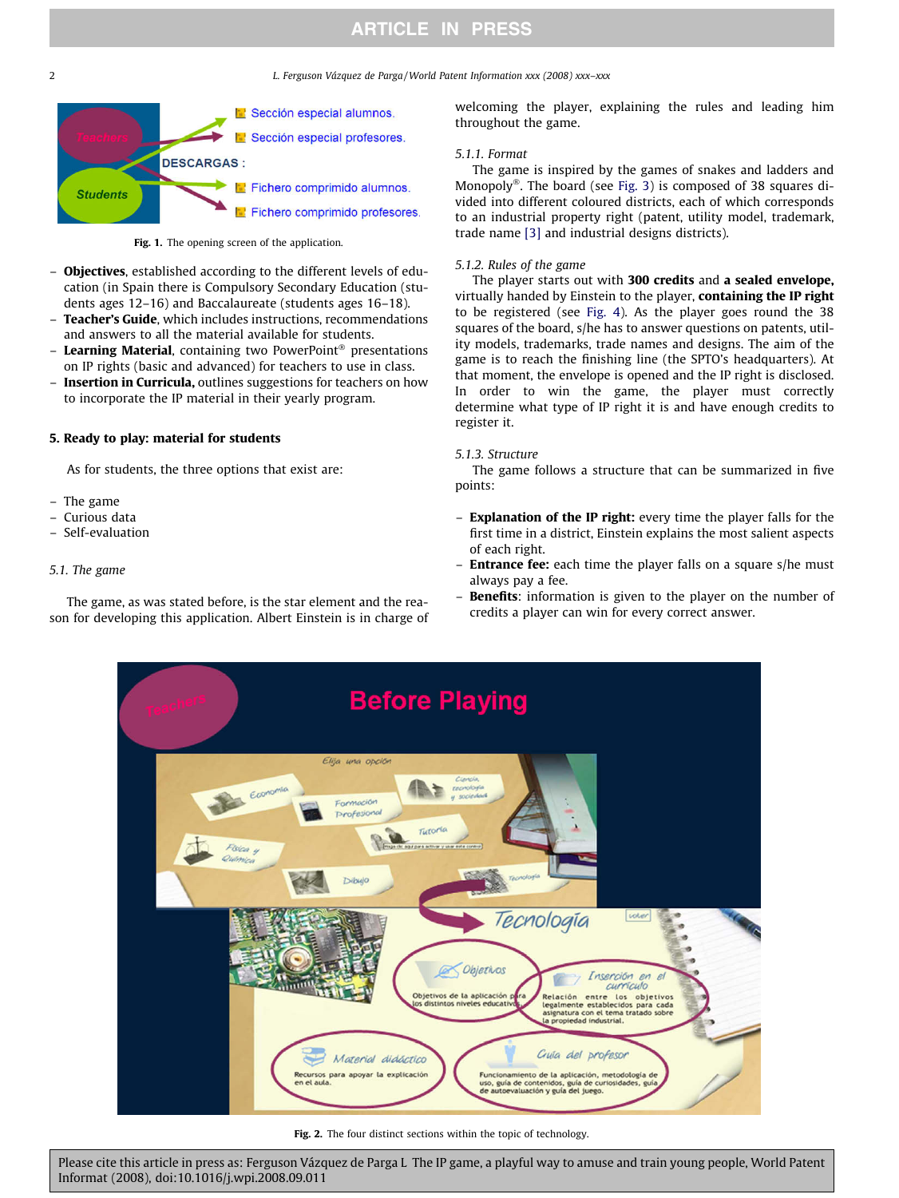Fig. 1. The opening screen of the application.

- **Objectives**, established according to the different levels of education (in Spain there is Compulsory Secondary Education (students ages 12–16) and Baccalaureate (students ages 16–18).
- **Teacher's Guide**, which includes instructions, recommendations and answers to all the material available for students.
- **Learning Material**, containing two PowerPoint® presentations on IP rights (basic and advanced) for teachers to use in class.
- **Insertion in Curricula,** outlines suggestions for teachers on how to incorporate the IP material in their yearly program.

## 5. Ready to play: material for students

As for students, the three options that exist are:

- The game
- Curious data
- Self-evaluation

### 5.1. The game

The game, as was stated before, is the star element and the reason for developing this application. Albert Einstein is in charge of welcoming the player, explaining the rules and leading him throughout the game.

#### 5.1.1. Format

The game is inspired by the games of snakes and ladders and Monopoly®. The board (see Fig. 3) is composed of 38 squares divided into different coloured districts, each of which corresponds to an industrial property right (patent, utility model, trademark, trade name [3] and industrial designs districts).

#### 5.1.2. Rules of the game

The player starts out with **300 credits** and **a sealed envelope,** virtually handed by Einstein to the player, **containing the IP right** to be registered (see Fig. 4). As the player goes round the 38 squares of the board, s/he has to answer questions on patents, utility models, trademarks, trade names and designs. The aim of the game is to reach the finishing line (the SPTO's headquarters). At that moment, the envelope is opened and the IP right is disclosed. In order to win the game, the player must correctly determine what type of IP right it is and have enough credits to register it.

#### 5.1.3. Structure

The game follows a structure that can be summarized in five points:

- **Explanation of the IP right:** every time the player falls for the first time in a district, Einstein explains the most salient aspects of each right.
- **Entrance fee:** each time the player falls on a square s/he must always pay a fee.
- **Benefits**: information is given to the player on the number of credits a player can win for every correct answer.

Fig. 2. The four distinct sections within the topic of technology.

Please cite this article in press as: Ferguson Vázquez de Parga L The IP game, a playful way to amuse and train young people, World Patent Informat (2008), doi:10.1016/j.wpi.2008.09.011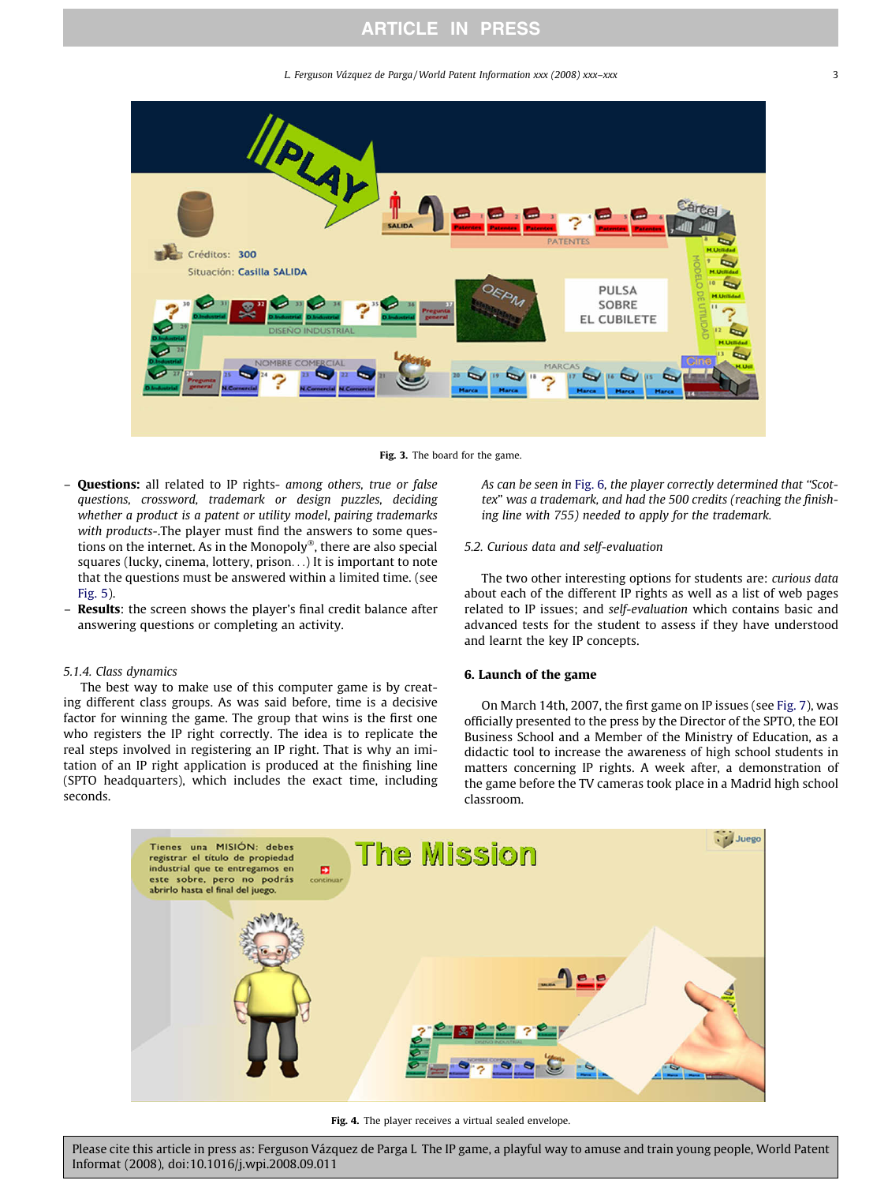Fig. 3. The board for the game.

- **Questions:** all related to IP rights- *among others, true or false questions, crossword, trademark or design puzzles, deciding whether a product is a patent or utility model, pairing trademarks with products*-.The player must find the answers to some questions on the internet. As in the Monopoly®, there are also special squares (lucky, cinema, lottery, prison...) It is important to note that the questions must be answered within a limited time. (see Fig. 5).
- **Results**: the screen shows the player's final credit balance after answering questions or completing an activity.

#### 5.1.4. Class dynamics

The best way to make use of this computer game is by creating different class groups. As was said before, time is a decisive factor for winning the game. The group that wins is the first one who registers the IP right correctly. The idea is to replicate the real steps involved in registering an IP right. That is why an imitation of an IP right application is produced at the finishing line (SPTO headquarters), which includes the exact time, including seconds.

*As can be seen in* Fig. 6, *the player correctly determined that "Scottex" was a trademark, and had the 500 credits (reaching the finishing line with 755) needed to apply for the trademark.*

### 5.2. Curious data and self-evaluation

The two other interesting options for students are: *curious data* about each of the different IP rights as well as a list of web pages related to IP issues; and *self-evaluation* which contains basic and advanced tests for the student to assess if they have understood and learnt the key IP concepts.

## 6. Launch of the game

On March 14th, 2007, the first game on IP issues (see Fig. 7), was officially presented to the press by the Director of the SPTO, the EOI Business School and a Member of the Ministry of Education, as a didactic tool to increase the awareness of high school students in matters concerning IP rights. A week after, a demonstration of the game before the TV cameras took place in a Madrid high school classroom.

Fig. 4. The player receives a virtual sealed envelope.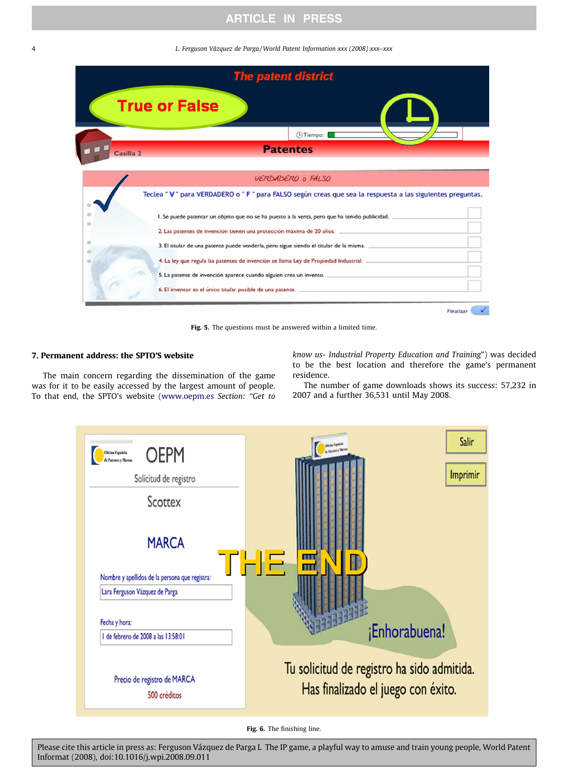Fig. 5. The questions must be answered within a limited time.

## 7. Permanent address: the SPTO'S website

The main concern regarding the dissemination of the game was for it to be easily accessed by the largest amount of people. To that end, the SPTO's website (www.oepm.es *Section: "Get to know us- Industrial Property Education and Training*") was decided to be the best location and therefore the game's permanent residence.

The number of game downloads shows its success: 57,232 in 2007 and a further 36,531 until May 2008.

Fig. 6. The finishing line.

Please cite this article in press as: Ferguson Vázquez de Parga L The IP game, a playful way to amuse and train young people, World Patent Informat (2008), doi:10.1016/j.wpi.2008.09.011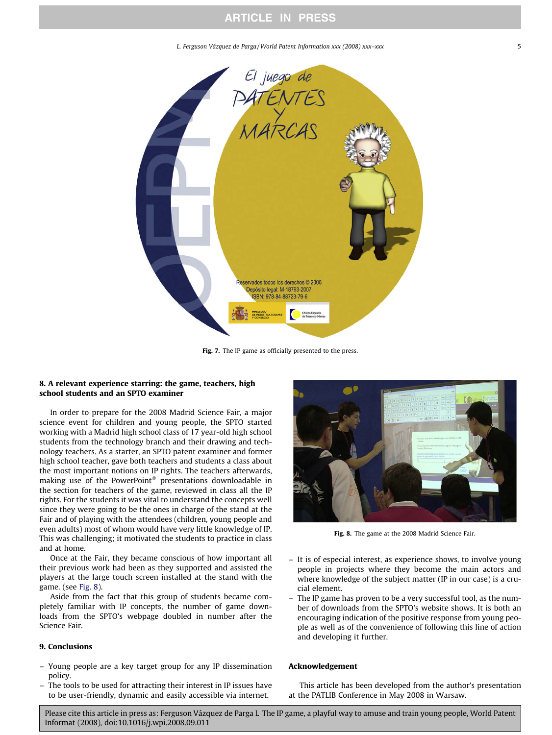Fig. 7. The IP game as officially presented to the press.

## 8. A relevant experience starring: the game, teachers, high school students and an SPTO examiner

In order to prepare for the 2008 Madrid Science Fair, a major science event for children and young people, the SPTO started working with a Madrid high school class of 17 year-old high school students from the technology branch and their drawing and technology teachers. As a starter, an SPTO patent examiner and former high school teacher, gave both teachers and students a class about the most important notions on IP rights. The teachers afterwards, making use of the PowerPoint® presentations downloadable in the section for teachers of the game, reviewed in class all the IP rights. For the students it was vital to understand the concepts well since they were going to be the ones in charge of the stand at the Fair and of playing with the attendees (children, young people and even adults) most of whom would have very little knowledge of IP. This was challenging; it motivated the students to practice in class and at home.

Once at the Fair, they became conscious of how important all their previous work had been as they supported and assisted the players at the large touch screen installed at the stand with the game. (see Fig. 8).

Aside from the fact that this group of students became completely familiar with IP concepts, the number of game downloads from the SPTO's webpage doubled in number after the Science Fair.

Fig. 8. The game at the 2008 Madrid Science Fair.

## 9. Conclusions

- Young people are a key target group for any IP dissemination policy.
- The tools to be used for attracting their interest in IP issues have to be user-friendly, dynamic and easily accessible via internet.
- It is of especial interest, as experience shows, to involve young people in projects where they become the main actors and where knowledge of the subject matter (IP in our case) is a crucial element.
- The IP game has proven to be a very successful tool, as the number of downloads from the SPTO's website shows. It is both an encouraging indication of the positive response from young people as well as of the convenience of following this line of action and developing it further.

## Acknowledgement

This article has been developed from the author's presentation at the PATLIB Conference in May 2008 in Warsaw.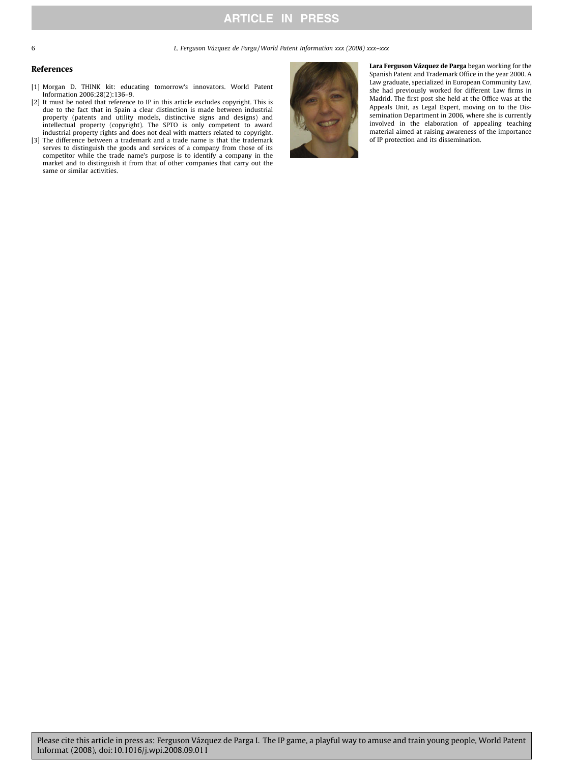## References

[1] Morgan D. THINK kit: educating tomorrow's innovators. World Patent Information 2006;28(2):136–9.

[2] It must be noted that reference to IP in this article excludes copyright. This is due to the fact that in Spain a clear distinction is made between industrial property (patents and utility models, distinctive signs and designs) and intellectual property (copyright). The SPTO is only competent to award industrial property rights and does not deal with matters related to copyright.

[3] The difference between a trademark and a trade name is that the trademark serves to distinguish the goods and services of a company from those of its competitor while the trade name's purpose is to identify a company in the market and to distinguish it from that of other companies that carry out the same or similar activities.

**Lara Ferguson Vázquez de Parga** began working for the Spanish Patent and Trademark Office in the year 2000. A Law graduate, specialized in European Community Law, she had previously worked for different Law firms in Madrid. The first post she held at the Office was at the Appeals Unit, as Legal Expert, moving on to the Dissemination Department in 2006, where she is currently involved in the elaboration of appealing teaching material aimed at raising awareness of the importance of IP protection and its dissemination.

Please cite this article in press as: Ferguson Vázquez de Parga L The IP game, a playful way to amuse and train young people, World Patent Informat (2008), doi:10.1016/j.wpi.2008.09.011